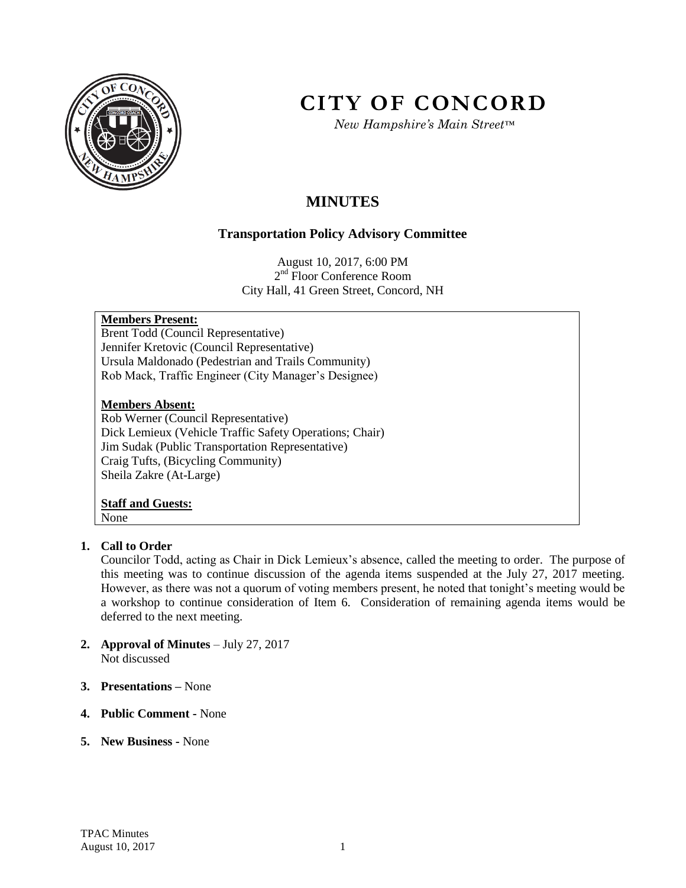# CITY OF CONCORD

*New Hampshire's Main Street™*

## MINUTES

### Transportation Policy Advisory Committee

August 10, 2017, 6:00 PM
2nd Floor Conference Room
City Hall, 41 Green Street, Concord, NH

**Members Present:**
Brent Todd (Council Representative)
Jennifer Kretovic (Council Representative)
Ursula Maldonado (Pedestrian and Trails Community)
Rob Mack, Traffic Engineer (City Manager's Designee)

**Members Absent:**
Rob Werner (Council Representative)
Dick Lemieux (Vehicle Traffic Safety Operations; Chair)
Jim Sudak (Public Transportation Representative)
Craig Tufts, (Bicycling Community)
Sheila Zakre (At-Large)

**Staff and Guests:**
None

1. **Call to Order**
   Councilor Todd, acting as Chair in Dick Lemieux's absence, called the meeting to order. The purpose of this meeting was to continue discussion of the agenda items suspended at the July 27, 2017 meeting. However, as there was not a quorum of voting members present, he noted that tonight's meeting would be a workshop to continue consideration of Item 6. Consideration of remaining agenda items would be deferred to the next meeting.

2. **Approval of Minutes** – July 27, 2017
   Not discussed

3. **Presentations –** None

4. **Public Comment -** None

5. **New Business -** None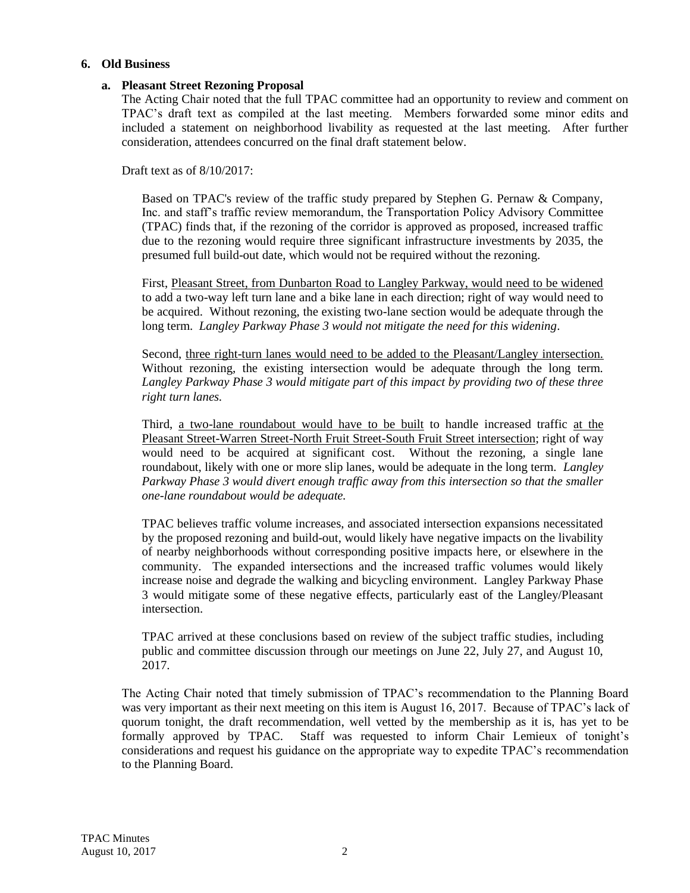## 6. Old Business

### a. Pleasant Street Rezoning Proposal

The Acting Chair noted that the full TPAC committee had an opportunity to review and comment on TPAC's draft text as compiled at the last meeting. Members forwarded some minor edits and included a statement on neighborhood livability as requested at the last meeting. After further consideration, attendees concurred on the final draft statement below.

Draft text as of 8/10/2017:

> Based on TPAC's review of the traffic study prepared by Stephen G. Pernaw & Company, Inc. and staff's traffic review memorandum, the Transportation Policy Advisory Committee (TPAC) finds that, if the rezoning of the corridor is approved as proposed, increased traffic due to the rezoning would require three significant infrastructure investments by 2035, the presumed full build-out date, which would not be required without the rezoning.
>
> First, <u>Pleasant Street, from Dunbarton Road to Langley Parkway, would need to be widened</u> to add a two-way left turn lane and a bike lane in each direction; right of way would need to be acquired. Without rezoning, the existing two-lane section would be adequate through the long term. *Langley Parkway Phase 3 would not mitigate the need for this widening*.
>
> Second, <u>three right-turn lanes would need to be added to the Pleasant/Langley intersection.</u> Without rezoning, the existing intersection would be adequate through the long term. *Langley Parkway Phase 3 would mitigate part of this impact by providing two of these three right turn lanes.*
>
> Third, <u>a two-lane roundabout would have to be built</u> to handle increased traffic <u>at the Pleasant Street-Warren Street-North Fruit Street-South Fruit Street intersection</u>; right of way would need to be acquired at significant cost. Without the rezoning, a single lane roundabout, likely with one or more slip lanes, would be adequate in the long term. *Langley Parkway Phase 3 would divert enough traffic away from this intersection so that the smaller one-lane roundabout would be adequate.*
>
> TPAC believes traffic volume increases, and associated intersection expansions necessitated by the proposed rezoning and build-out, would likely have negative impacts on the livability of nearby neighborhoods without corresponding positive impacts here, or elsewhere in the community. The expanded intersections and the increased traffic volumes would likely increase noise and degrade the walking and bicycling environment. Langley Parkway Phase 3 would mitigate some of these negative effects, particularly east of the Langley/Pleasant intersection.
>
> TPAC arrived at these conclusions based on review of the subject traffic studies, including public and committee discussion through our meetings on June 22, July 27, and August 10, 2017.

The Acting Chair noted that timely submission of TPAC's recommendation to the Planning Board was very important as their next meeting on this item is August 16, 2017. Because of TPAC's lack of quorum tonight, the draft recommendation, well vetted by the membership as it is, has yet to be formally approved by TPAC. Staff was requested to inform Chair Lemieux of tonight's considerations and request his guidance on the appropriate way to expedite TPAC's recommendation to the Planning Board.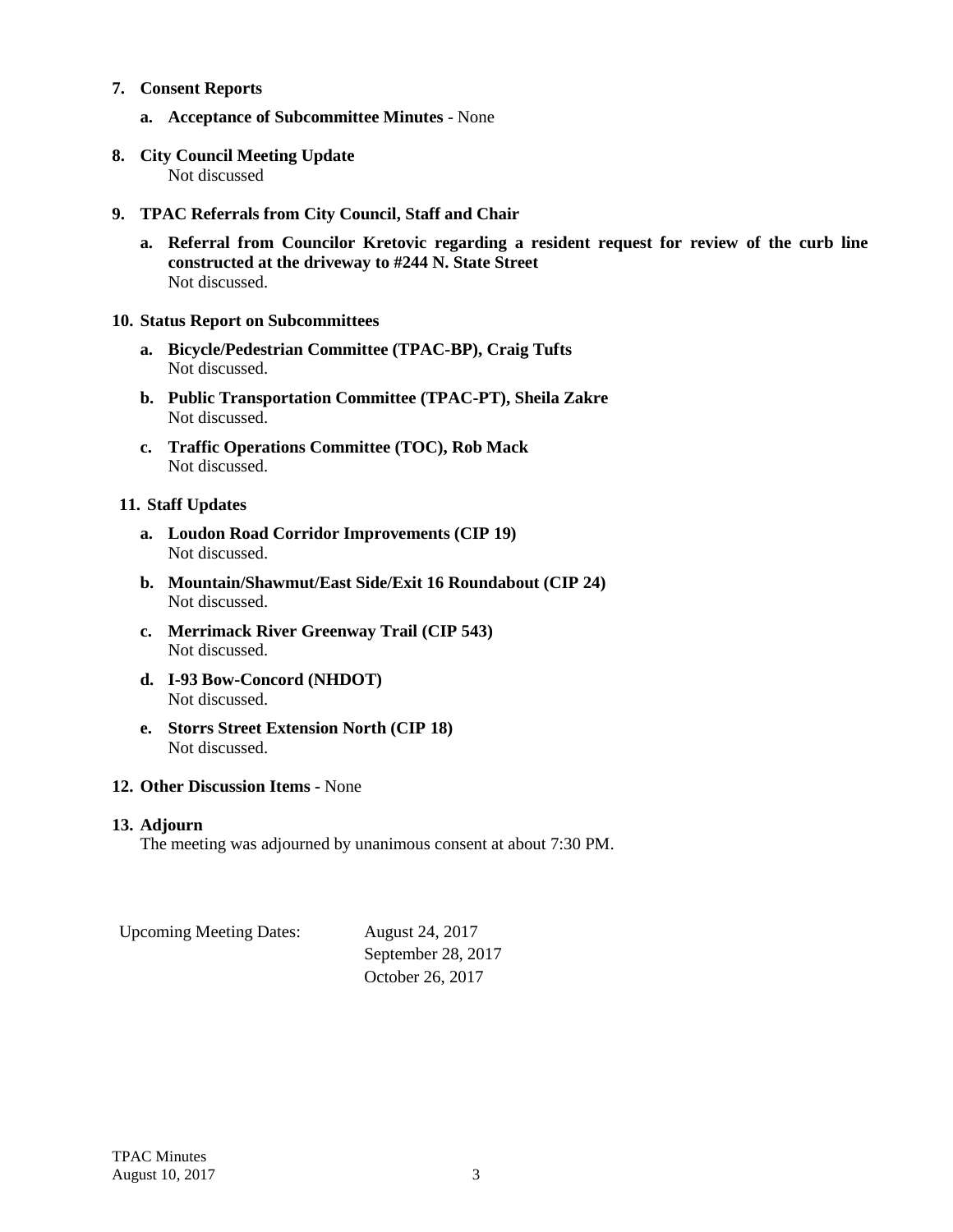**7. Consent Reports**

**a. Acceptance of Subcommittee Minutes** - None

**8. City Council Meeting Update**

Not discussed

**9. TPAC Referrals from City Council, Staff and Chair**

**a. Referral from Councilor Kretovic regarding a resident request for review of the curb line constructed at the driveway to #244 N. State Street**

Not discussed.

**10. Status Report on Subcommittees**

**a. Bicycle/Pedestrian Committee (TPAC-BP), Craig Tufts**

Not discussed.

**b. Public Transportation Committee (TPAC-PT), Sheila Zakre**

Not discussed.

**c. Traffic Operations Committee (TOC), Rob Mack**

Not discussed.

**11. Staff Updates**

**a. Loudon Road Corridor Improvements (CIP 19)**

Not discussed.

**b. Mountain/Shawmut/East Side/Exit 16 Roundabout (CIP 24)**

Not discussed.

**c. Merrimack River Greenway Trail (CIP 543)**

Not discussed.

**d. I-93 Bow-Concord (NHDOT)**

Not discussed.

**e. Storrs Street Extension North (CIP 18)**

Not discussed.

**12. Other Discussion Items** - None

**13. Adjourn**

The meeting was adjourned by unanimous consent at about 7:30 PM.

Upcoming Meeting Dates: August 24, 2017
September 28, 2017
October 26, 2017